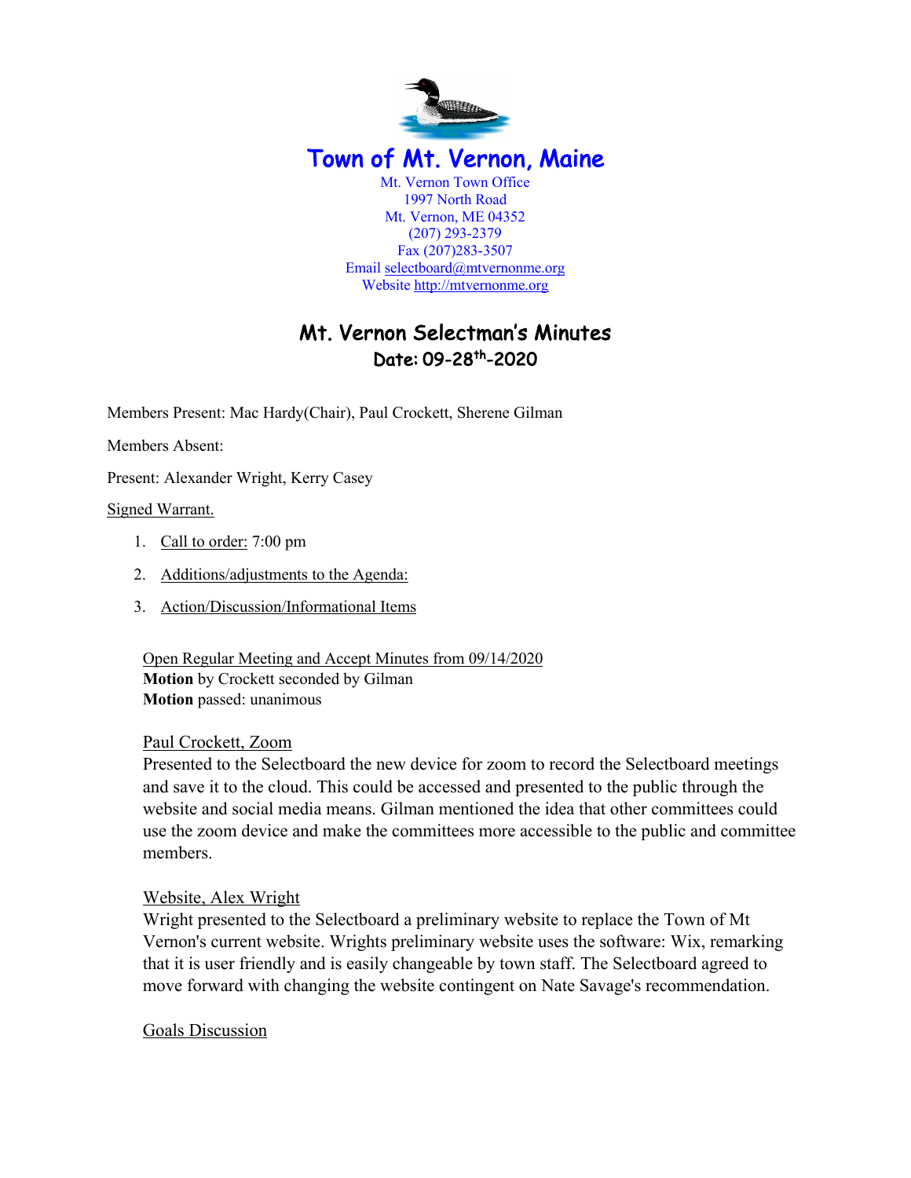# Town of Mt. Vernon, Maine

Mt. Vernon Town Office
1997 North Road
Mt. Vernon, ME 04352
(207) 293-2379
Fax (207)283-3507
Email selectboard@mtvernonme.org
Website http://mtvernonme.org

## Mt. Vernon Selectman's Minutes
### Date: 09-28th-2020

Members Present: Mac Hardy(Chair), Paul Crockett, Sherene Gilman

Members Absent:

Present: Alexander Wright, Kerry Casey

Signed Warrant.

1. Call to order: 7:00 pm
2. Additions/adjustments to the Agenda:
3. Action/Discussion/Informational Items

Open Regular Meeting and Accept Minutes from 09/14/2020
**Motion** by Crockett seconded by Gilman
**Motion** passed: unanimous

Paul Crockett, Zoom
Presented to the Selectboard the new device for zoom to record the Selectboard meetings and save it to the cloud. This could be accessed and presented to the public through the website and social media means. Gilman mentioned the idea that other committees could use the zoom device and make the committees more accessible to the public and committee members.

Website, Alex Wright
Wright presented to the Selectboard a preliminary website to replace the Town of Mt Vernon's current website. Wrights preliminary website uses the software: Wix, remarking that it is user friendly and is easily changeable by town staff. The Selectboard agreed to move forward with changing the website contingent on Nate Savage's recommendation.

Goals Discussion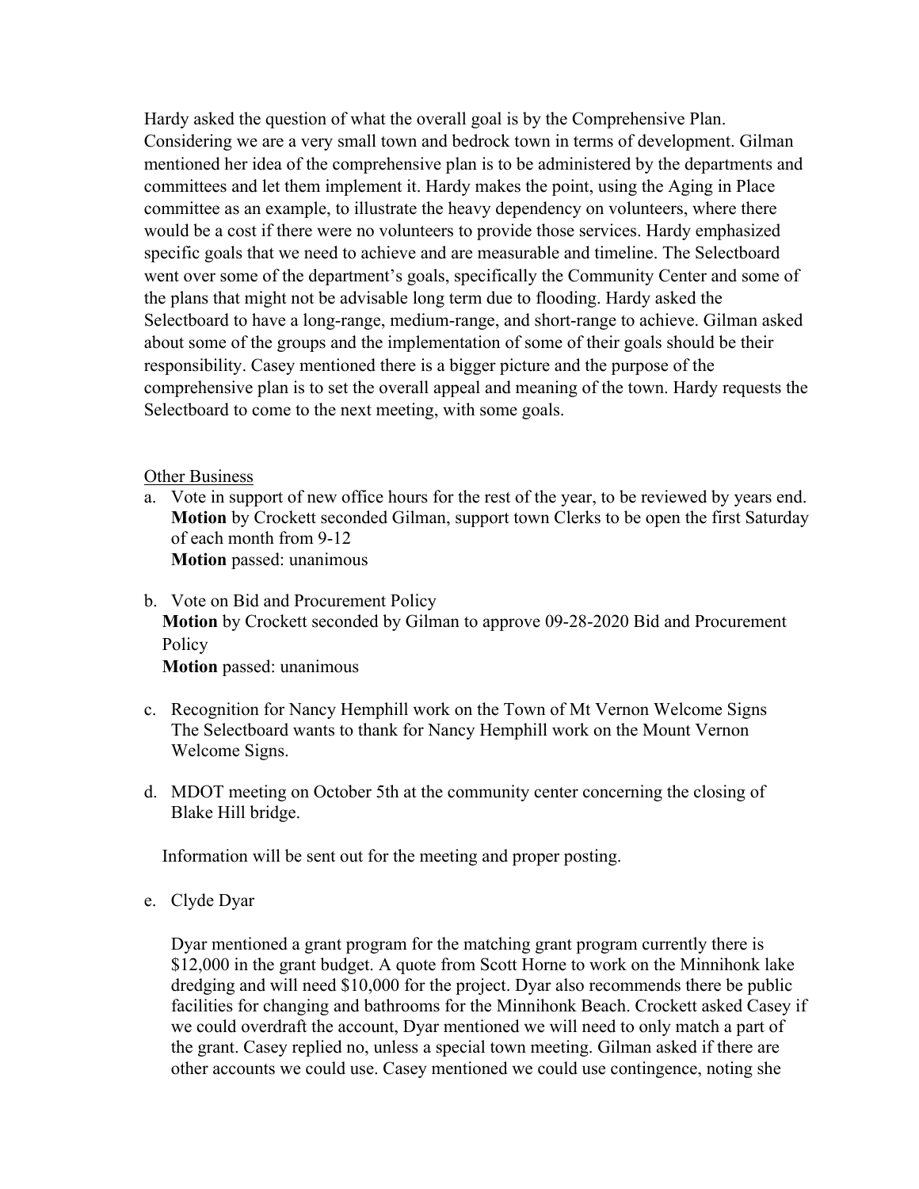Hardy asked the question of what the overall goal is by the Comprehensive Plan. Considering we are a very small town and bedrock town in terms of development. Gilman mentioned her idea of the comprehensive plan is to be administered by the departments and committees and let them implement it. Hardy makes the point, using the Aging in Place committee as an example, to illustrate the heavy dependency on volunteers, where there would be a cost if there were no volunteers to provide those services. Hardy emphasized specific goals that we need to achieve and are measurable and timeline. The Selectboard went over some of the department's goals, specifically the Community Center and some of the plans that might not be advisable long term due to flooding. Hardy asked the Selectboard to have a long-range, medium-range, and short-range to achieve. Gilman asked about some of the groups and the implementation of some of their goals should be their responsibility. Casey mentioned there is a bigger picture and the purpose of the comprehensive plan is to set the overall appeal and meaning of the town. Hardy requests the Selectboard to come to the next meeting, with some goals.

Other Business

a. Vote in support of new office hours for the rest of the year, to be reviewed by years end.
   **Motion** by Crockett seconded Gilman, support town Clerks to be open the first Saturday of each month from 9-12
   **Motion** passed: unanimous

b. Vote on Bid and Procurement Policy
   **Motion** by Crockett seconded by Gilman to approve 09-28-2020 Bid and Procurement Policy
   **Motion** passed: unanimous

c. Recognition for Nancy Hemphill work on the Town of Mt Vernon Welcome Signs
   The Selectboard wants to thank for Nancy Hemphill work on the Mount Vernon Welcome Signs.

d. MDOT meeting on October 5th at the community center concerning the closing of Blake Hill bridge.

   Information will be sent out for the meeting and proper posting.

e. Clyde Dyar

   Dyar mentioned a grant program for the matching grant program currently there is $12,000 in the grant budget. A quote from Scott Horne to work on the Minnihonk lake dredging and will need $10,000 for the project. Dyar also recommends there be public facilities for changing and bathrooms for the Minnihonk Beach. Crockett asked Casey if we could overdraft the account, Dyar mentioned we will need to only match a part of the grant. Casey replied no, unless a special town meeting. Gilman asked if there are other accounts we could use. Casey mentioned we could use contingence, noting she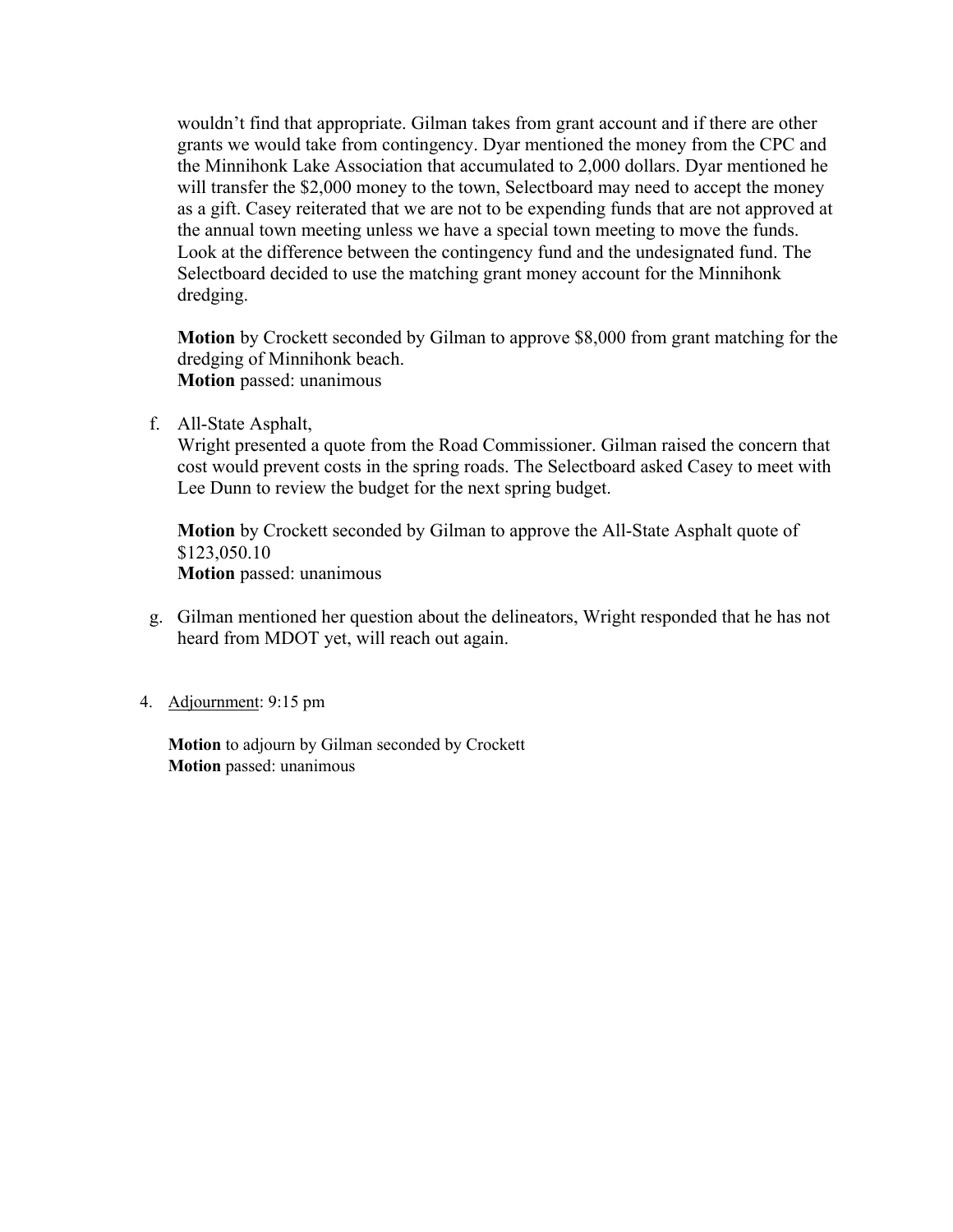wouldn't find that appropriate. Gilman takes from grant account and if there are other grants we would take from contingency. Dyar mentioned the money from the CPC and the Minnihonk Lake Association that accumulated to 2,000 dollars. Dyar mentioned he will transfer the $2,000 money to the town, Selectboard may need to accept the money as a gift. Casey reiterated that we are not to be expending funds that are not approved at the annual town meeting unless we have a special town meeting to move the funds. Look at the difference between the contingency fund and the undesignated fund. The Selectboard decided to use the matching grant money account for the Minnihonk dredging.

**Motion** by Crockett seconded by Gilman to approve $8,000 from grant matching for the dredging of Minnihonk beach.
**Motion** passed: unanimous

f. All-State Asphalt,
Wright presented a quote from the Road Commissioner. Gilman raised the concern that cost would prevent costs in the spring roads. The Selectboard asked Casey to meet with Lee Dunn to review the budget for the next spring budget.

**Motion** by Crockett seconded by Gilman to approve the All-State Asphalt quote of $123,050.10
**Motion** passed: unanimous

g. Gilman mentioned her question about the delineators, Wright responded that he has not heard from MDOT yet, will reach out again.

4. Adjournment: 9:15 pm

**Motion** to adjourn by Gilman seconded by Crockett
**Motion** passed: unanimous